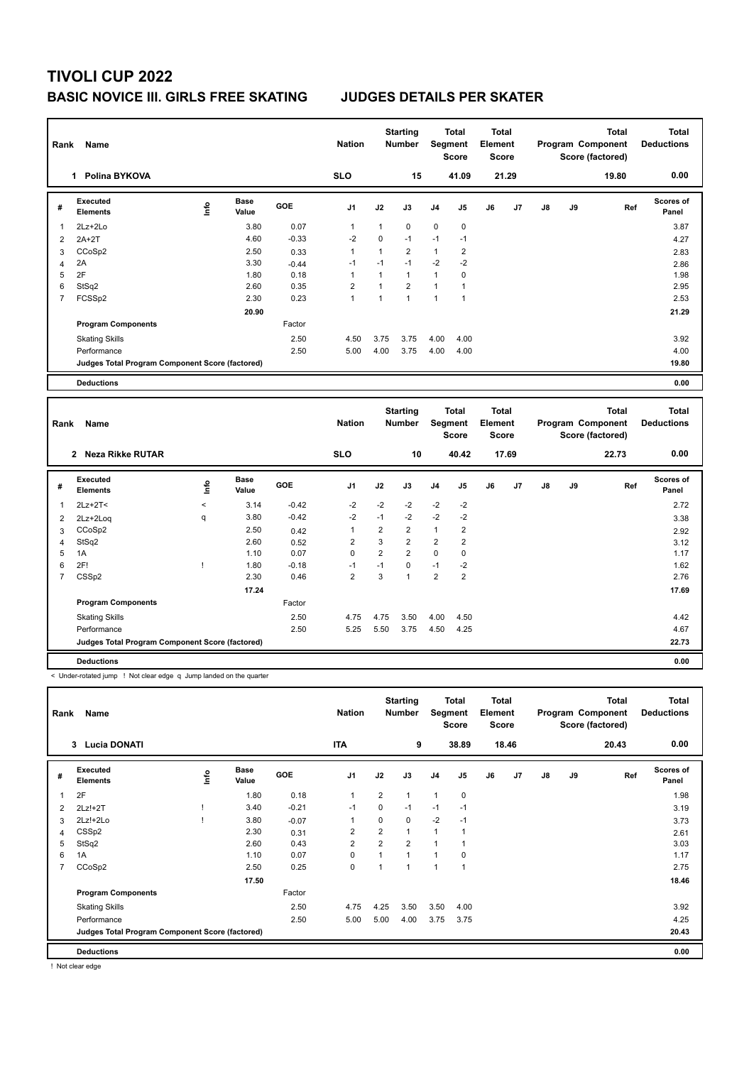# TIVOLI CUP 2022

## BASIC NOVICE III. GIRLS FREE SKATING JUDGES DETAILS PER SKATER

| Rank | Name | Nation | Starting Number | Total Segment Score | Total Element Score | Total Program Component Score (factored) | Total Deductions |
|---|---|---|---|---|---|---|---|
| 1 | Polina BYKOVA | SLO | 15 | 41.09 | 21.29 | 19.80 | 0.00 |

| # | Executed Elements | Info | Base Value | GOE | J1 | J2 | J3 | J4 | J5 | J6 | J7 | J8 | J9 | Ref | Scores of Panel |
|---|---|---|---|---|---|---|---|---|---|---|---|---|---|---|---|
| 1 | 2Lz+2Lo | | 3.80 | 0.07 | 1 | 1 | 0 | 0 | 0 | | | | | | 3.87 |
| 2 | 2A+2T | | 4.60 | -0.33 | -2 | 0 | -1 | -1 | -1 | | | | | | 4.27 |
| 3 | CCoSp2 | | 2.50 | 0.33 | 1 | 1 | 2 | 1 | 2 | | | | | | 2.83 |
| 4 | 2A | | 3.30 | -0.44 | -1 | -1 | -1 | -2 | -2 | | | | | | 2.86 |
| 5 | 2F | | 1.80 | 0.18 | 1 | 1 | 1 | 1 | 0 | | | | | | 1.98 |
| 6 | StSq2 | | 2.60 | 0.35 | 2 | 1 | 2 | 1 | 1 | | | | | | 2.95 |
| 7 | FCSSp2 | | 2.30 | 0.23 | 1 | 1 | 1 | 1 | 1 | | | | | | 2.53 |
| | | | 20.90 | | | | | | | | | | | | 21.29 |
| | **Program Components** | | | Factor | | | | | | | | | | | |
| | Skating Skills | | | 2.50 | 4.50 | 3.75 | 3.75 | 4.00 | 4.00 | | | | | | 3.92 |
| | Performance | | | 2.50 | 5.00 | 4.00 | 3.75 | 4.00 | 4.00 | | | | | | 4.00 |
| | **Judges Total Program Component Score (factored)** | | | | | | | | | | | | | | 19.80 |
| | **Deductions** | | | | | | | | | | | | | | 0.00 |

| Rank | Name | Nation | Starting Number | Total Segment Score | Total Element Score | Total Program Component Score (factored) | Total Deductions |
|---|---|---|---|---|---|---|---|
| 2 | Neza Rikke RUTAR | SLO | 10 | 40.42 | 17.69 | 22.73 | 0.00 |

| # | Executed Elements | Info | Base Value | GOE | J1 | J2 | J3 | J4 | J5 | J6 | J7 | J8 | J9 | Ref | Scores of Panel |
|---|---|---|---|---|---|---|---|---|---|---|---|---|---|---|---|
| 1 | 2Lz+2T< | < | 3.14 | -0.42 | -2 | -2 | -2 | -2 | -2 | | | | | | 2.72 |
| 2 | 2Lz+2Loq | q | 3.80 | -0.42 | -2 | -1 | -2 | -2 | -2 | | | | | | 3.38 |
| 3 | CCoSp2 | | 2.50 | 0.42 | 1 | 2 | 2 | 1 | 2 | | | | | | 2.92 |
| 4 | StSq2 | | 2.60 | 0.52 | 2 | 3 | 2 | 2 | 2 | | | | | | 3.12 |
| 5 | 1A | | 1.10 | 0.07 | 0 | 2 | 2 | 0 | 0 | | | | | | 1.17 |
| 6 | 2F! | ! | 1.80 | -0.18 | -1 | -1 | 0 | -1 | -2 | | | | | | 1.62 |
| 7 | CSSp2 | | 2.30 | 0.46 | 2 | 3 | 1 | 2 | 2 | | | | | | 2.76 |
| | | | 17.24 | | | | | | | | | | | | 17.69 |
| | **Program Components** | | | Factor | | | | | | | | | | | |
| | Skating Skills | | | 2.50 | 4.75 | 4.75 | 3.50 | 4.00 | 4.50 | | | | | | 4.42 |
| | Performance | | | 2.50 | 5.25 | 5.50 | 3.75 | 4.50 | 4.25 | | | | | | 4.67 |
| | **Judges Total Program Component Score (factored)** | | | | | | | | | | | | | | 22.73 |
| | **Deductions** | | | | | | | | | | | | | | 0.00 |

< Under-rotated jump ! Not clear edge q Jump landed on the quarter

| Rank | Name | Nation | Starting Number | Total Segment Score | Total Element Score | Total Program Component Score (factored) | Total Deductions |
|---|---|---|---|---|---|---|---|
| 3 | Lucia DONATI | ITA | 9 | 38.89 | 18.46 | 20.43 | 0.00 |

| # | Executed Elements | Info | Base Value | GOE | J1 | J2 | J3 | J4 | J5 | J6 | J7 | J8 | J9 | Ref | Scores of Panel |
|---|---|---|---|---|---|---|---|---|---|---|---|---|---|---|---|
| 1 | 2F | | 1.80 | 0.18 | 1 | 2 | 1 | 1 | 0 | | | | | | 1.98 |
| 2 | 2Lz!+2T | ! | 3.40 | -0.21 | -1 | 0 | -1 | -1 | -1 | | | | | | 3.19 |
| 3 | 2Lz!+2Lo | ! | 3.80 | -0.07 | 1 | 0 | 0 | -2 | -1 | | | | | | 3.73 |
| 4 | CSSp2 | | 2.30 | 0.31 | 2 | 2 | 1 | 1 | 1 | | | | | | 2.61 |
| 5 | StSq2 | | 2.60 | 0.43 | 2 | 2 | 2 | 1 | 1 | | | | | | 3.03 |
| 6 | 1A | | 1.10 | 0.07 | 0 | 1 | 1 | 1 | 0 | | | | | | 1.17 |
| 7 | CCoSp2 | | 2.50 | 0.25 | 0 | 1 | 1 | 1 | 1 | | | | | | 2.75 |
| | | | 17.50 | | | | | | | | | | | | 18.46 |
| | **Program Components** | | | Factor | | | | | | | | | | | |
| | Skating Skills | | | 2.50 | 4.75 | 4.25 | 3.50 | 3.50 | 4.00 | | | | | | 3.92 |
| | Performance | | | 2.50 | 5.00 | 5.00 | 4.00 | 3.75 | 3.75 | | | | | | 4.25 |
| | **Judges Total Program Component Score (factored)** | | | | | | | | | | | | | | 20.43 |
| | **Deductions** | | | | | | | | | | | | | | 0.00 |

! Not clear edge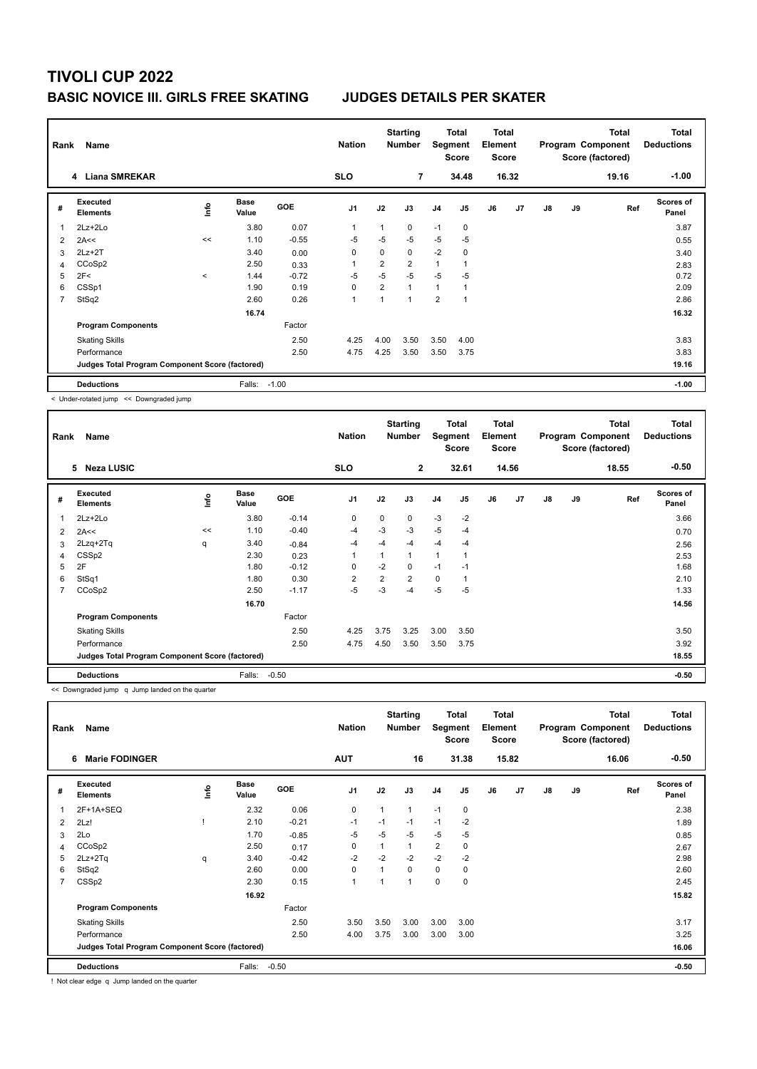# TIVOLI CUP 2022

## BASIC NOVICE III. GIRLS FREE SKATING — JUDGES DETAILS PER SKATER

| Rank | Name | Nation | Starting Number | Total Segment Score | Total Element Score | Total Program Component Score (factored) | Total Deductions |
|---|---|---|---|---|---|---|---|
| 4 | Liana SMREKAR | SLO | 7 | 34.48 | 16.32 | 19.16 | -1.00 |

| # | Executed Elements | Info | Base Value | GOE | J1 | J2 | J3 | J4 | J5 | J6 | J7 | J8 | J9 | Ref | Scores of Panel |
|---|---|---|---|---|---|---|---|---|---|---|---|---|---|---|---|
| 1 | 2Lz+2Lo | | 3.80 | 0.07 | 1 | 1 | 0 | -1 | 0 | | | | | | 3.87 |
| 2 | 2A<< | << | 1.10 | -0.55 | -5 | -5 | -5 | -5 | -5 | | | | | | 0.55 |
| 3 | 2Lz+2T | | 3.40 | 0.00 | 0 | 0 | 0 | -2 | 0 | | | | | | 3.40 |
| 4 | CCoSp2 | | 2.50 | 0.33 | 1 | 2 | 2 | 1 | 1 | | | | | | 2.83 |
| 5 | 2F< | < | 1.44 | -0.72 | -5 | -5 | -5 | -5 | -5 | | | | | | 0.72 |
| 6 | CSSp1 | | 1.90 | 0.19 | 0 | 2 | 1 | 1 | 1 | | | | | | 2.09 |
| 7 | StSq2 | | 2.60 | 0.26 | 1 | 1 | 1 | 2 | 1 | | | | | | 2.86 |
| | | | 16.74 | | | | | | | | | | | | 16.32 |
| | Program Components | | | Factor | | | | | | | | | | | |
| | Skating Skills | | | 2.50 | 4.25 | 4.00 | 3.50 | 3.50 | 4.00 | | | | | | 3.83 |
| | Performance | | | 2.50 | 4.75 | 4.25 | 3.50 | 3.50 | 3.75 | | | | | | 3.83 |
| | Judges Total Program Component Score (factored) | | | | | | | | | | | | | | 19.16 |
| | Deductions | | Falls: | -1.00 | | | | | | | | | | | -1.00 |

< Under-rotated jump << Downgraded jump

| Rank | Name | Nation | Starting Number | Total Segment Score | Total Element Score | Total Program Component Score (factored) | Total Deductions |
|---|---|---|---|---|---|---|---|
| 5 | Neza LUSIC | SLO | 2 | 32.61 | 14.56 | 18.55 | -0.50 |

| # | Executed Elements | Info | Base Value | GOE | J1 | J2 | J3 | J4 | J5 | J6 | J7 | J8 | J9 | Ref | Scores of Panel |
|---|---|---|---|---|---|---|---|---|---|---|---|---|---|---|---|
| 1 | 2Lz+2Lo | | 3.80 | -0.14 | 0 | 0 | 0 | -3 | -2 | | | | | | 3.66 |
| 2 | 2A<< | << | 1.10 | -0.40 | -4 | -3 | -3 | -5 | -4 | | | | | | 0.70 |
| 3 | 2Lzq+2Tq | q | 3.40 | -0.84 | -4 | -4 | -4 | -4 | -4 | | | | | | 2.56 |
| 4 | CSSp2 | | 2.30 | 0.23 | 1 | 1 | 1 | 1 | 1 | | | | | | 2.53 |
| 5 | 2F | | 1.80 | -0.12 | 0 | -2 | 0 | -1 | -1 | | | | | | 1.68 |
| 6 | StSq1 | | 1.80 | 0.30 | 2 | 2 | 2 | 0 | 1 | | | | | | 2.10 |
| 7 | CCoSp2 | | 2.50 | -1.17 | -5 | -3 | -4 | -5 | -5 | | | | | | 1.33 |
| | | | 16.70 | | | | | | | | | | | | 14.56 |
| | Program Components | | | Factor | | | | | | | | | | | |
| | Skating Skills | | | 2.50 | 4.25 | 3.75 | 3.25 | 3.00 | 3.50 | | | | | | 3.50 |
| | Performance | | | 2.50 | 4.75 | 4.50 | 3.50 | 3.50 | 3.75 | | | | | | 3.92 |
| | Judges Total Program Component Score (factored) | | | | | | | | | | | | | | 18.55 |
| | Deductions | | Falls: | -0.50 | | | | | | | | | | | -0.50 |

<< Downgraded jump q Jump landed on the quarter

| Rank | Name | Nation | Starting Number | Total Segment Score | Total Element Score | Total Program Component Score (factored) | Total Deductions |
|---|---|---|---|---|---|---|---|
| 6 | Marie FODINGER | AUT | 16 | 31.38 | 15.82 | 16.06 | -0.50 |

| # | Executed Elements | Info | Base Value | GOE | J1 | J2 | J3 | J4 | J5 | J6 | J7 | J8 | J9 | Ref | Scores of Panel |
|---|---|---|---|---|---|---|---|---|---|---|---|---|---|---|---|
| 1 | 2F+1A+SEQ | | 2.32 | 0.06 | 0 | 1 | 1 | -1 | 0 | | | | | | 2.38 |
| 2 | 2Lz! | ! | 2.10 | -0.21 | -1 | -1 | -1 | -1 | -2 | | | | | | 1.89 |
| 3 | 2Lo | | 1.70 | -0.85 | -5 | -5 | -5 | -5 | -5 | | | | | | 0.85 |
| 4 | CCoSp2 | | 2.50 | 0.17 | 0 | 1 | 1 | 2 | 0 | | | | | | 2.67 |
| 5 | 2Lz+2Tq | q | 3.40 | -0.42 | -2 | -2 | -2 | -2 | -2 | | | | | | 2.98 |
| 6 | StSq2 | | 2.60 | 0.00 | 0 | 1 | 0 | 0 | 0 | | | | | | 2.60 |
| 7 | CSSp2 | | 2.30 | 0.15 | 1 | 1 | 1 | 0 | 0 | | | | | | 2.45 |
| | | | 16.92 | | | | | | | | | | | | 15.82 |
| | Program Components | | | Factor | | | | | | | | | | | |
| | Skating Skills | | | 2.50 | 3.50 | 3.50 | 3.00 | 3.00 | 3.00 | | | | | | 3.17 |
| | Performance | | | 2.50 | 4.00 | 3.75 | 3.00 | 3.00 | 3.00 | | | | | | 3.25 |
| | Judges Total Program Component Score (factored) | | | | | | | | | | | | | | 16.06 |
| | Deductions | | Falls: | -0.50 | | | | | | | | | | | -0.50 |

! Not clear edge q Jump landed on the quarter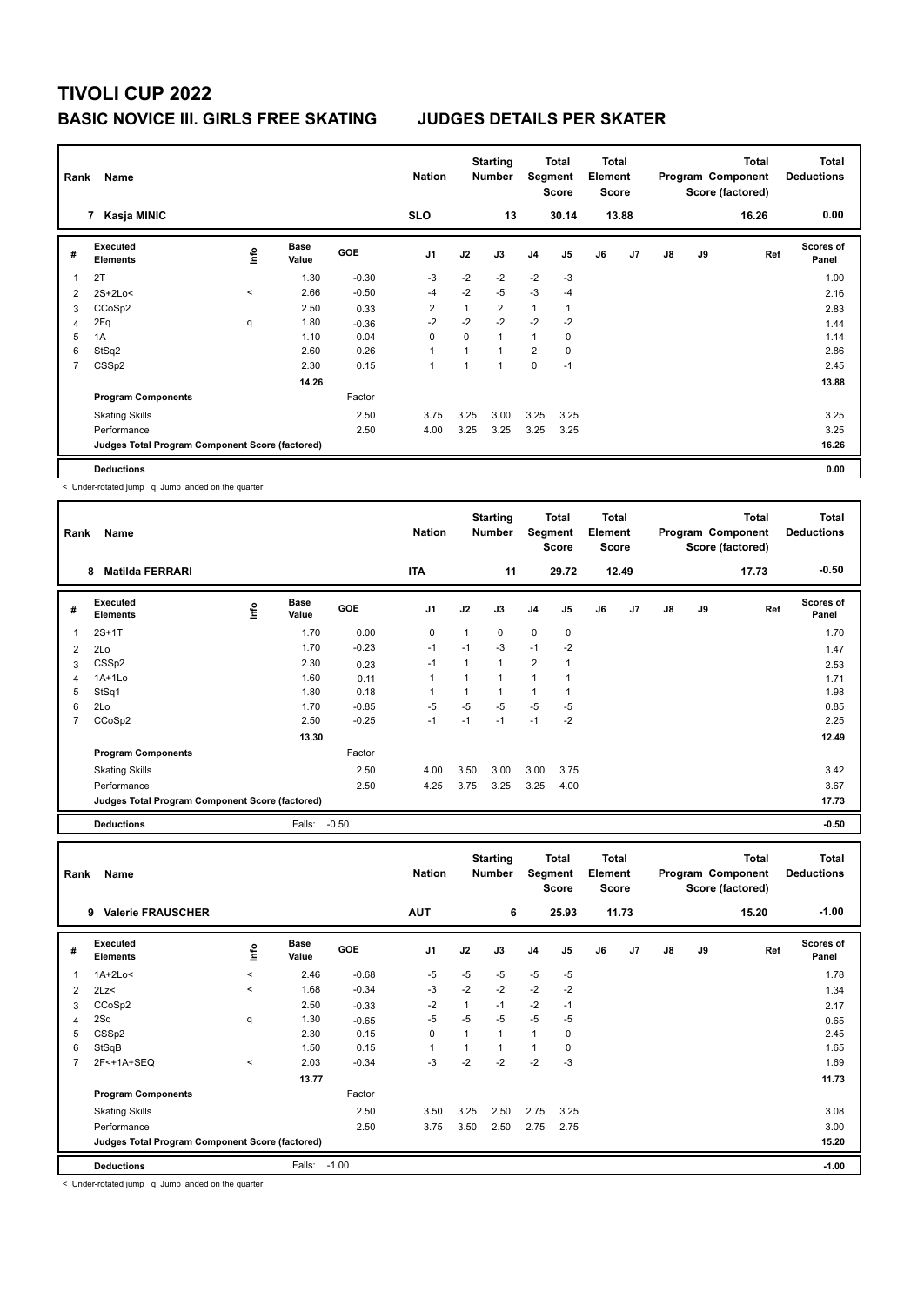# TIVOLI CUP 2022

## BASIC NOVICE III. GIRLS FREE SKATING JUDGES DETAILS PER SKATER

| Rank | Name | Nation | Starting Number | Total Segment Score | Total Element Score | Total Program Component Score (factored) | Total Deductions |
|---|---|---|---|---|---|---|---|
| 7 | Kasja MINIC | SLO | 13 | 30.14 | 13.88 | 16.26 | 0.00 |

| # | Executed Elements | Info | Base Value | GOE | J1 | J2 | J3 | J4 | J5 | J6 | J7 | J8 | J9 | Ref | Scores of Panel |
|---|---|---|---|---|---|---|---|---|---|---|---|---|---|---|---|
| 1 | 2T | | 1.30 | -0.30 | -3 | -2 | -2 | -2 | -3 | | | | | | 1.00 |
| 2 | 2S+2Lo< | < | 2.66 | -0.50 | -4 | -2 | -5 | -3 | -4 | | | | | | 2.16 |
| 3 | CCoSp2 | | 2.50 | 0.33 | 2 | 1 | 2 | 1 | 1 | | | | | | 2.83 |
| 4 | 2Fq | q | 1.80 | -0.36 | -2 | -2 | -2 | -2 | -2 | | | | | | 1.44 |
| 5 | 1A | | 1.10 | 0.04 | 0 | 0 | 1 | 1 | 0 | | | | | | 1.14 |
| 6 | StSq2 | | 2.60 | 0.26 | 1 | 1 | 1 | 2 | 0 | | | | | | 2.86 |
| 7 | CSSp2 | | 2.30 | 0.15 | 1 | 1 | 1 | 0 | -1 | | | | | | 2.45 |
| | | | 14.26 | | | | | | | | | | | | 13.88 |
| | **Program Components** | | | Factor | | | | | | | | | | | |
| | Skating Skills | | | 2.50 | 3.75 | 3.25 | 3.00 | 3.25 | 3.25 | | | | | | 3.25 |
| | Performance | | | 2.50 | 4.00 | 3.25 | 3.25 | 3.25 | 3.25 | | | | | | 3.25 |
| | **Judges Total Program Component Score (factored)** | | | | | | | | | | | | | | 16.26 |
| | **Deductions** | | | | | | | | | | | | | | 0.00 |

< Under-rotated jump q Jump landed on the quarter

| Rank | Name | Nation | Starting Number | Total Segment Score | Total Element Score | Total Program Component Score (factored) | Total Deductions |
|---|---|---|---|---|---|---|---|
| 8 | Matilda FERRARI | ITA | 11 | 29.72 | 12.49 | 17.73 | -0.50 |

| # | Executed Elements | Info | Base Value | GOE | J1 | J2 | J3 | J4 | J5 | J6 | J7 | J8 | J9 | Ref | Scores of Panel |
|---|---|---|---|---|---|---|---|---|---|---|---|---|---|---|---|
| 1 | 2S+1T | | 1.70 | 0.00 | 0 | 1 | 0 | 0 | 0 | | | | | | 1.70 |
| 2 | 2Lo | | 1.70 | -0.23 | -1 | -1 | -3 | -1 | -2 | | | | | | 1.47 |
| 3 | CSSp2 | | 2.30 | 0.23 | -1 | 1 | 1 | 2 | 1 | | | | | | 2.53 |
| 4 | 1A+1Lo | | 1.60 | 0.11 | 1 | 1 | 1 | 1 | 1 | | | | | | 1.71 |
| 5 | StSq1 | | 1.80 | 0.18 | 1 | 1 | 1 | 1 | 1 | | | | | | 1.98 |
| 6 | 2Lo | | 1.70 | -0.85 | -5 | -5 | -5 | -5 | -5 | | | | | | 0.85 |
| 7 | CCoSp2 | | 2.50 | -0.25 | -1 | -1 | -1 | -1 | -2 | | | | | | 2.25 |
| | | | 13.30 | | | | | | | | | | | | 12.49 |
| | **Program Components** | | | Factor | | | | | | | | | | | |
| | Skating Skills | | | 2.50 | 4.00 | 3.50 | 3.00 | 3.00 | 3.75 | | | | | | 3.42 |
| | Performance | | | 2.50 | 4.25 | 3.75 | 3.25 | 3.25 | 4.00 | | | | | | 3.67 |
| | **Judges Total Program Component Score (factored)** | | | | | | | | | | | | | | 17.73 |
| | **Deductions** | | Falls: | -0.50 | | | | | | | | | | | -0.50 |

| Rank | Name | Nation | Starting Number | Total Segment Score | Total Element Score | Total Program Component Score (factored) | Total Deductions |
|---|---|---|---|---|---|---|---|
| 9 | Valerie FRAUSCHER | AUT | 6 | 25.93 | 11.73 | 15.20 | -1.00 |

| # | Executed Elements | Info | Base Value | GOE | J1 | J2 | J3 | J4 | J5 | J6 | J7 | J8 | J9 | Ref | Scores of Panel |
|---|---|---|---|---|---|---|---|---|---|---|---|---|---|---|---|
| 1 | 1A+2Lo< | < | 2.46 | -0.68 | -5 | -5 | -5 | -5 | -5 | | | | | | 1.78 |
| 2 | 2Lz< | < | 1.68 | -0.34 | -3 | -2 | -2 | -2 | -2 | | | | | | 1.34 |
| 3 | CCoSp2 | | 2.50 | -0.33 | -2 | 1 | -1 | -2 | -1 | | | | | | 2.17 |
| 4 | 2Sq | q | 1.30 | -0.65 | -5 | -5 | -5 | -5 | -5 | | | | | | 0.65 |
| 5 | CSSp2 | | 2.30 | 0.15 | 0 | 1 | 1 | 1 | 0 | | | | | | 2.45 |
| 6 | StSqB | | 1.50 | 0.15 | 1 | 1 | 1 | 1 | 0 | | | | | | 1.65 |
| 7 | 2F<+1A+SEQ | < | 2.03 | -0.34 | -3 | -2 | -2 | -2 | -3 | | | | | | 1.69 |
| | | | 13.77 | | | | | | | | | | | | 11.73 |
| | **Program Components** | | | Factor | | | | | | | | | | | |
| | Skating Skills | | | 2.50 | 3.50 | 3.25 | 2.50 | 2.75 | 3.25 | | | | | | 3.08 |
| | Performance | | | 2.50 | 3.75 | 3.50 | 2.50 | 2.75 | 2.75 | | | | | | 3.00 |
| | **Judges Total Program Component Score (factored)** | | | | | | | | | | | | | | 15.20 |
| | **Deductions** | | Falls: | -1.00 | | | | | | | | | | | -1.00 |

< Under-rotated jump q Jump landed on the quarter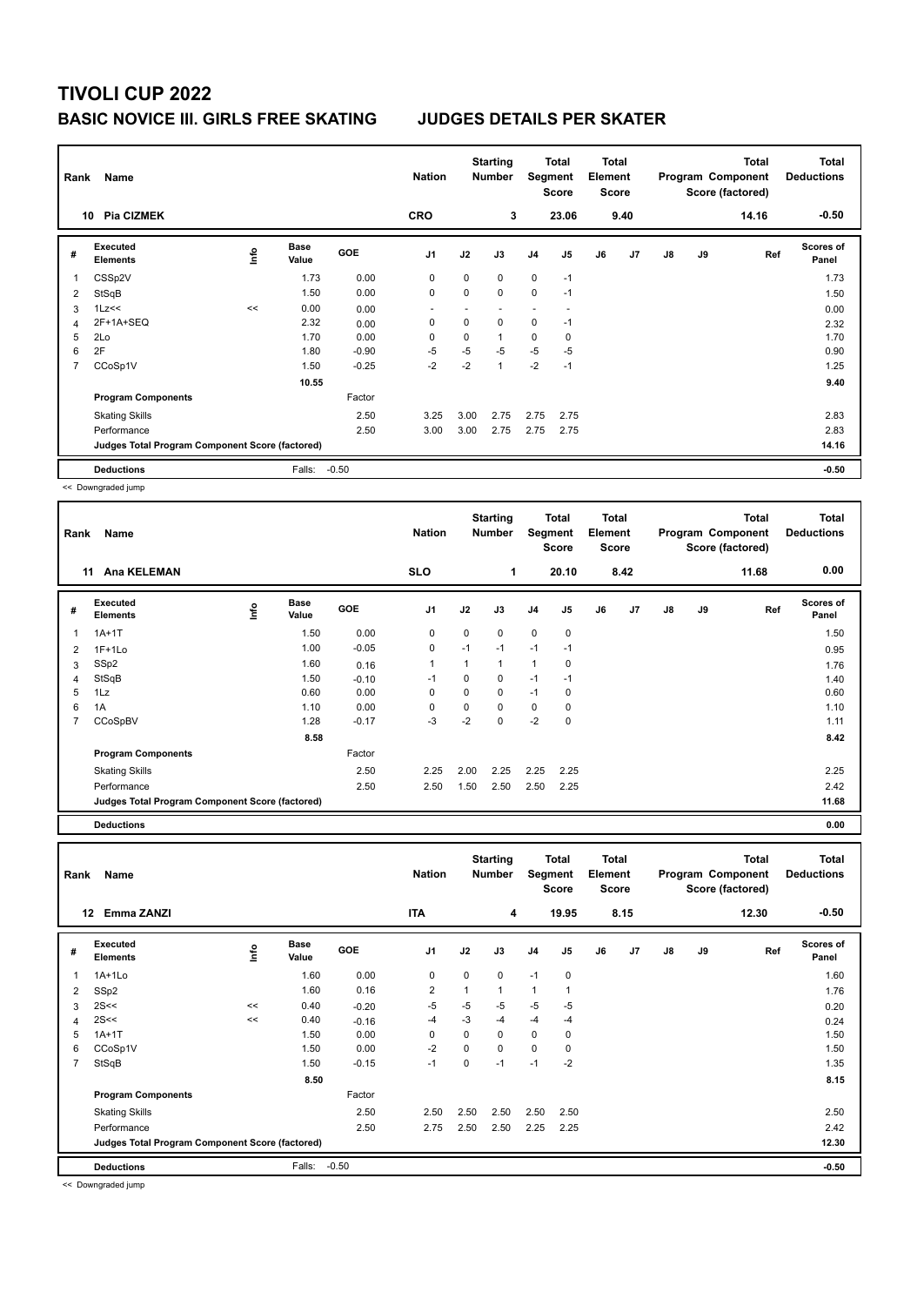# TIVOLI CUP 2022

## BASIC NOVICE III. GIRLS FREE SKATING — JUDGES DETAILS PER SKATER

| Rank | Name | Nation | Starting Number | Total Segment Score | Total Element Score | Total Program Component Score (factored) | Total Deductions |
|---|---|---|---|---|---|---|---|
| 10 | Pia CIZMEK | CRO | 3 | 23.06 | 9.40 | 14.16 | -0.50 |

| # | Executed Elements | Info | Base Value | GOE | J1 | J2 | J3 | J4 | J5 | J6 | J7 | J8 | J9 | Ref | Scores of Panel |
|---|---|---|---|---|---|---|---|---|---|---|---|---|---|---|---|
| 1 | CSSp2V | | 1.73 | 0.00 | 0 | 0 | 0 | 0 | -1 | | | | | | 1.73 |
| 2 | StSqB | | 1.50 | 0.00 | 0 | 0 | 0 | 0 | -1 | | | | | | 1.50 |
| 3 | 1Lz<< | << | 0.00 | 0.00 | - | - | - | - | - | | | | | | 0.00 |
| 4 | 2F+1A+SEQ | | 2.32 | 0.00 | 0 | 0 | 0 | 0 | -1 | | | | | | 2.32 |
| 5 | 2Lo | | 1.70 | 0.00 | 0 | 0 | 1 | 0 | 0 | | | | | | 1.70 |
| 6 | 2F | | 1.80 | -0.90 | -5 | -5 | -5 | -5 | -5 | | | | | | 0.90 |
| 7 | CCoSp1V | | 1.50 | -0.25 | -2 | -2 | 1 | -2 | -1 | | | | | | 1.25 |
| | | | 10.55 | | | | | | | | | | | | 9.40 |
| | **Program Components** | | | Factor | | | | | | | | | | | |
| | Skating Skills | | | 2.50 | 3.25 | 3.00 | 2.75 | 2.75 | 2.75 | | | | | | 2.83 |
| | Performance | | | 2.50 | 3.00 | 3.00 | 2.75 | 2.75 | 2.75 | | | | | | 2.83 |
| | Judges Total Program Component Score (factored) | | | | | | | | | | | | | | 14.16 |
| | **Deductions** | | Falls: | -0.50 | | | | | | | | | | | -0.50 |

<< Downgraded jump

| Rank | Name | Nation | Starting Number | Total Segment Score | Total Element Score | Total Program Component Score (factored) | Total Deductions |
|---|---|---|---|---|---|---|---|
| 11 | Ana KELEMAN | SLO | 1 | 20.10 | 8.42 | 11.68 | 0.00 |

| # | Executed Elements | Info | Base Value | GOE | J1 | J2 | J3 | J4 | J5 | J6 | J7 | J8 | J9 | Ref | Scores of Panel |
|---|---|---|---|---|---|---|---|---|---|---|---|---|---|---|---|
| 1 | 1A+1T | | 1.50 | 0.00 | 0 | 0 | 0 | 0 | 0 | | | | | | 1.50 |
| 2 | 1F+1Lo | | 1.00 | -0.05 | 0 | -1 | -1 | -1 | -1 | | | | | | 0.95 |
| 3 | SSp2 | | 1.60 | 0.16 | 1 | 1 | 1 | 1 | 0 | | | | | | 1.76 |
| 4 | StSqB | | 1.50 | -0.10 | -1 | 0 | 0 | -1 | -1 | | | | | | 1.40 |
| 5 | 1Lz | | 0.60 | 0.00 | 0 | 0 | 0 | -1 | 0 | | | | | | 0.60 |
| 6 | 1A | | 1.10 | 0.00 | 0 | 0 | 0 | 0 | 0 | | | | | | 1.10 |
| 7 | CCoSpBV | | 1.28 | -0.17 | -3 | -2 | 0 | -2 | 0 | | | | | | 1.11 |
| | | | 8.58 | | | | | | | | | | | | 8.42 |
| | **Program Components** | | | Factor | | | | | | | | | | | |
| | Skating Skills | | | 2.50 | 2.25 | 2.00 | 2.25 | 2.25 | 2.25 | | | | | | 2.25 |
| | Performance | | | 2.50 | 2.50 | 1.50 | 2.50 | 2.50 | 2.25 | | | | | | 2.42 |
| | Judges Total Program Component Score (factored) | | | | | | | | | | | | | | 11.68 |
| | **Deductions** | | | | | | | | | | | | | | 0.00 |

| Rank | Name | Nation | Starting Number | Total Segment Score | Total Element Score | Total Program Component Score (factored) | Total Deductions |
|---|---|---|---|---|---|---|---|
| 12 | Emma ZANZI | ITA | 4 | 19.95 | 8.15 | 12.30 | -0.50 |

| # | Executed Elements | Info | Base Value | GOE | J1 | J2 | J3 | J4 | J5 | J6 | J7 | J8 | J9 | Ref | Scores of Panel |
|---|---|---|---|---|---|---|---|---|---|---|---|---|---|---|---|
| 1 | 1A+1Lo | | 1.60 | 0.00 | 0 | 0 | 0 | -1 | 0 | | | | | | 1.60 |
| 2 | SSp2 | | 1.60 | 0.16 | 2 | 1 | 1 | 1 | 1 | | | | | | 1.76 |
| 3 | 2S<< | << | 0.40 | -0.20 | -5 | -5 | -5 | -5 | -5 | | | | | | 0.20 |
| 4 | 2S<< | << | 0.40 | -0.16 | -4 | -3 | -4 | -4 | -4 | | | | | | 0.24 |
| 5 | 1A+1T | | 1.50 | 0.00 | 0 | 0 | 0 | 0 | 0 | | | | | | 1.50 |
| 6 | CCoSp1V | | 1.50 | 0.00 | -2 | 0 | 0 | 0 | 0 | | | | | | 1.50 |
| 7 | StSqB | | 1.50 | -0.15 | -1 | 0 | -1 | -1 | -2 | | | | | | 1.35 |
| | | | 8.50 | | | | | | | | | | | | 8.15 |
| | **Program Components** | | | Factor | | | | | | | | | | | |
| | Skating Skills | | | 2.50 | 2.50 | 2.50 | 2.50 | 2.50 | 2.50 | | | | | | 2.50 |
| | Performance | | | 2.50 | 2.75 | 2.50 | 2.50 | 2.25 | 2.25 | | | | | | 2.42 |
| | Judges Total Program Component Score (factored) | | | | | | | | | | | | | | 12.30 |
| | **Deductions** | | Falls: | -0.50 | | | | | | | | | | | -0.50 |

<< Downgraded jump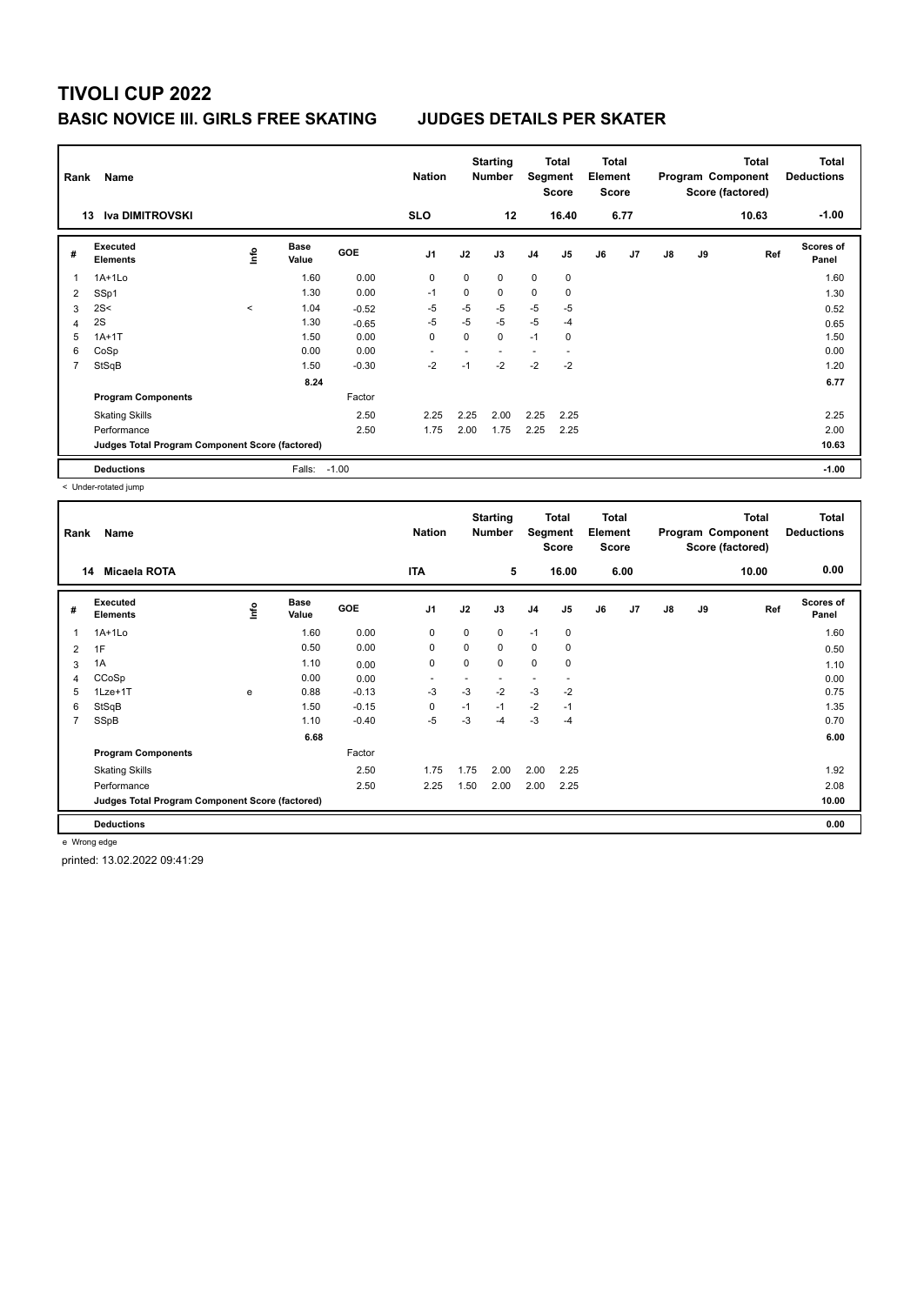# TIVOLI CUP 2022

## BASIC NOVICE III. GIRLS FREE SKATING JUDGES DETAILS PER SKATER

| Rank | Name | Nation | Starting Number | Total Segment Score | Total Element Score | Total Program Component Score (factored) | Total Deductions |
|---|---|---|---|---|---|---|---|
| 13 | Iva DIMITROVSKI | SLO | 12 | 16.40 | 6.77 | 10.63 | -1.00 |

| # | Executed Elements | Info | Base Value | GOE | J1 | J2 | J3 | J4 | J5 | J6 | J7 | J8 | J9 | Ref | Scores of Panel |
|---|---|---|---|---|---|---|---|---|---|---|---|---|---|---|---|
| 1 | 1A+1Lo | | 1.60 | 0.00 | 0 | 0 | 0 | 0 | 0 | | | | | | 1.60 |
| 2 | SSp1 | | 1.30 | 0.00 | -1 | 0 | 0 | 0 | 0 | | | | | | 1.30 |
| 3 | 2S< | < | 1.04 | -0.52 | -5 | -5 | -5 | -5 | -5 | | | | | | 0.52 |
| 4 | 2S | | 1.30 | -0.65 | -5 | -5 | -5 | -5 | -4 | | | | | | 0.65 |
| 5 | 1A+1T | | 1.50 | 0.00 | 0 | 0 | 0 | -1 | 0 | | | | | | 1.50 |
| 6 | CoSp | | 0.00 | 0.00 | - | - | - | - | - | | | | | | 0.00 |
| 7 | StSqB | | 1.50 | -0.30 | -2 | -1 | -2 | -2 | -2 | | | | | | 1.20 |
| | | | 8.24 | | | | | | | | | | | | 6.77 |
| | **Program Components** | | | Factor | | | | | | | | | | | |
| | Skating Skills | | | 2.50 | 2.25 | 2.25 | 2.00 | 2.25 | 2.25 | | | | | | 2.25 |
| | Performance | | | 2.50 | 1.75 | 2.00 | 1.75 | 2.25 | 2.25 | | | | | | 2.00 |
| | **Judges Total Program Component Score (factored)** | | | | | | | | | | | | | | 10.63 |
| | **Deductions** | | Falls: | -1.00 | | | | | | | | | | | -1.00 |

< Under-rotated jump

| Rank | Name | Nation | Starting Number | Total Segment Score | Total Element Score | Total Program Component Score (factored) | Total Deductions |
|---|---|---|---|---|---|---|---|
| 14 | Micaela ROTA | ITA | 5 | 16.00 | 6.00 | 10.00 | 0.00 |

| # | Executed Elements | Info | Base Value | GOE | J1 | J2 | J3 | J4 | J5 | J6 | J7 | J8 | J9 | Ref | Scores of Panel |
|---|---|---|---|---|---|---|---|---|---|---|---|---|---|---|---|
| 1 | 1A+1Lo | | 1.60 | 0.00 | 0 | 0 | 0 | -1 | 0 | | | | | | 1.60 |
| 2 | 1F | | 0.50 | 0.00 | 0 | 0 | 0 | 0 | 0 | | | | | | 0.50 |
| 3 | 1A | | 1.10 | 0.00 | 0 | 0 | 0 | 0 | 0 | | | | | | 1.10 |
| 4 | CCoSp | | 0.00 | 0.00 | - | - | - | - | - | | | | | | 0.00 |
| 5 | 1Lze+1T | e | 0.88 | -0.13 | -3 | -3 | -2 | -3 | -2 | | | | | | 0.75 |
| 6 | StSqB | | 1.50 | -0.15 | 0 | -1 | -1 | -2 | -1 | | | | | | 1.35 |
| 7 | SSpB | | 1.10 | -0.40 | -5 | -3 | -4 | -3 | -4 | | | | | | 0.70 |
| | | | 6.68 | | | | | | | | | | | | 6.00 |
| | **Program Components** | | | Factor | | | | | | | | | | | |
| | Skating Skills | | | 2.50 | 1.75 | 1.75 | 2.00 | 2.00 | 2.25 | | | | | | 1.92 |
| | Performance | | | 2.50 | 2.25 | 1.50 | 2.00 | 2.00 | 2.25 | | | | | | 2.08 |
| | **Judges Total Program Component Score (factored)** | | | | | | | | | | | | | | 10.00 |
| | **Deductions** | | | | | | | | | | | | | | 0.00 |

e Wrong edge

printed: 13.02.2022 09:41:29